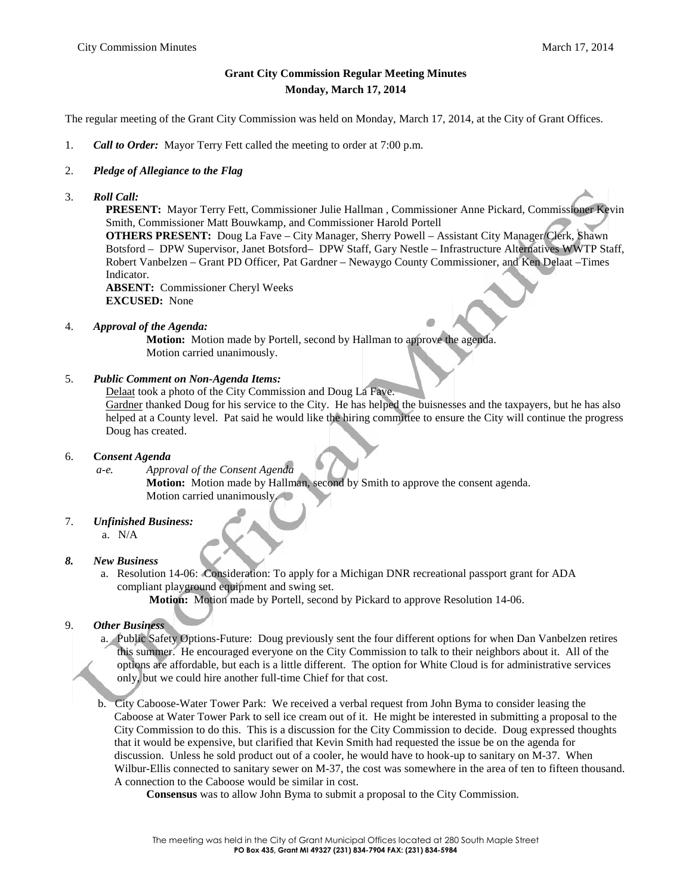# Grant City Commission Regular Meeting Minutes
## Monday, March 17, 2014

The regular meeting of the Grant City Commission was held on Monday, March 17, 2014, at the City of Grant Offices.

1. ***Call to Order:*** Mayor Terry Fett called the meeting to order at 7:00 p.m.

2. ***Pledge of Allegiance to the Flag***

3. ***Roll Call:***
   **PRESENT:** Mayor Terry Fett, Commissioner Julie Hallman , Commissioner Anne Pickard, Commissioner Kevin Smith, Commissioner Matt Bouwkamp, and Commissioner Harold Portell
   **OTHERS PRESENT:** Doug La Fave – City Manager, Sherry Powell – Assistant City Manager/Clerk, Shawn Botsford – DPW Supervisor, Janet Botsford– DPW Staff, Gary Nestle – Infrastructure Alternatives WWTP Staff, Robert Vanbelzen – Grant PD Officer, Pat Gardner – Newaygo County Commissioner, and Ken Delaat –Times Indicator.
   **ABSENT:** Commissioner Cheryl Weeks
   **EXCUSED:** None

4. ***Approval of the Agenda:***
   **Motion:** Motion made by Portell, second by Hallman to approve the agenda.
   Motion carried unanimously.

5. ***Public Comment on Non-Agenda Items:***
   Delaat took a photo of the City Commission and Doug La Fave.
   Gardner thanked Doug for his service to the City. He has helped the buisnesses and the taxpayers, but he has also helped at a County level. Pat said he would like the hiring committee to ensure the City will continue the progress Doug has created.

6. **C*onsent Agenda***
   *a-e. Approval of the Consent Agenda*
   **Motion:** Motion made by Hallman, second by Smith to approve the consent agenda.
   Motion carried unanimously.

7. ***Unfinished Business:***
   a. N/A

8. ***New Business***
   a. Resolution 14-06: Consideration: To apply for a Michigan DNR recreational passport grant for ADA compliant playground equipment and swing set.
   **Motion:** Motion made by Portell, second by Pickard to approve Resolution 14-06.

9. ***Other Business***
   a. Public Safety Options-Future: Doug previously sent the four different options for when Dan Vanbelzen retires this summer. He encouraged everyone on the City Commission to talk to their neighbors about it. All of the options are affordable, but each is a little different. The option for White Cloud is for administrative services only, but we could hire another full-time Chief for that cost.

   b. City Caboose-Water Tower Park: We received a verbal request from John Byma to consider leasing the Caboose at Water Tower Park to sell ice cream out of it. He might be interested in submitting a proposal to the City Commission to do this. This is a discussion for the City Commission to decide. Doug expressed thoughts that it would be expensive, but clarified that Kevin Smith had requested the issue be on the agenda for discussion. Unless he sold product out of a cooler, he would have to hook-up to sanitary on M-37. When Wilbur-Ellis connected to sanitary sewer on M-37, the cost was somewhere in the area of ten to fifteen thousand. A connection to the Caboose would be similar in cost.
   **Consensus** was to allow John Byma to submit a proposal to the City Commission.

The meeting was held in the City of Grant Municipal Offices located at 280 South Maple Street
**PO Box 435, Grant MI 49327 (231) 834-7904 FAX: (231) 834-5984**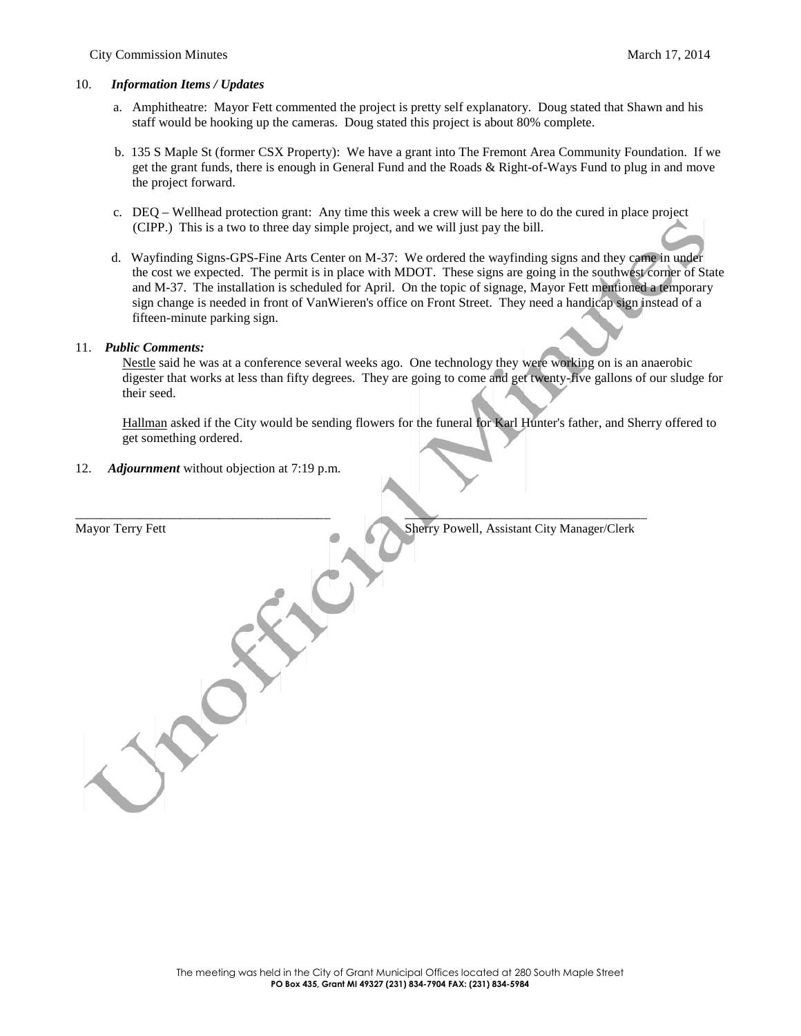10. ***Information Items / Updates***

   a. Amphitheatre: Mayor Fett commented the project is pretty self explanatory. Doug stated that Shawn and his staff would be hooking up the cameras. Doug stated this project is about 80% complete.

   b. 135 S Maple St (former CSX Property): We have a grant into The Fremont Area Community Foundation. If we get the grant funds, there is enough in General Fund and the Roads & Right-of-Ways Fund to plug in and move the project forward.

   c. DEQ – Wellhead protection grant: Any time this week a crew will be here to do the cured in place project (CIPP.) This is a two to three day simple project, and we will just pay the bill.

   d. Wayfinding Signs-GPS-Fine Arts Center on M-37: We ordered the wayfinding signs and they came in under the cost we expected. The permit is in place with MDOT. These signs are going in the southwest corner of State and M-37. The installation is scheduled for April. On the topic of signage, Mayor Fett mentioned a temporary sign change is needed in front of VanWieren's office on Front Street. They need a handicap sign instead of a fifteen-minute parking sign.

11. ***Public Comments:***

   Nestle said he was at a conference several weeks ago. One technology they were working on is an anaerobic digester that works at less than fifty degrees. They are going to come and get twenty-five gallons of our sludge for their seed.

   Hallman asked if the City would be sending flowers for the funeral for Karl Hunter's father, and Sherry offered to get something ordered.

12. ***Adjournment*** without objection at 7:19 p.m.

\_\_\_\_\_\_\_\_\_\_\_\_\_\_\_\_\_\_\_\_\_\_\_\_\_\_\_\_\_\_\_\_\_\_\_\_\_\_\_\_ \_\_\_\_\_\_\_\_\_\_\_\_\_\_\_\_\_\_\_\_\_\_\_\_\_\_\_\_\_\_\_\_\_\_\_\_\_\_\_\_

Mayor Terry Fett Sherry Powell, Assistant City Manager/Clerk

Unofficial Minutes

The meeting was held in the City of Grant Municipal Offices located at 280 South Maple Street
**PO Box 435, Grant MI 49327 (231) 834-7904 FAX: (231) 834-5984**